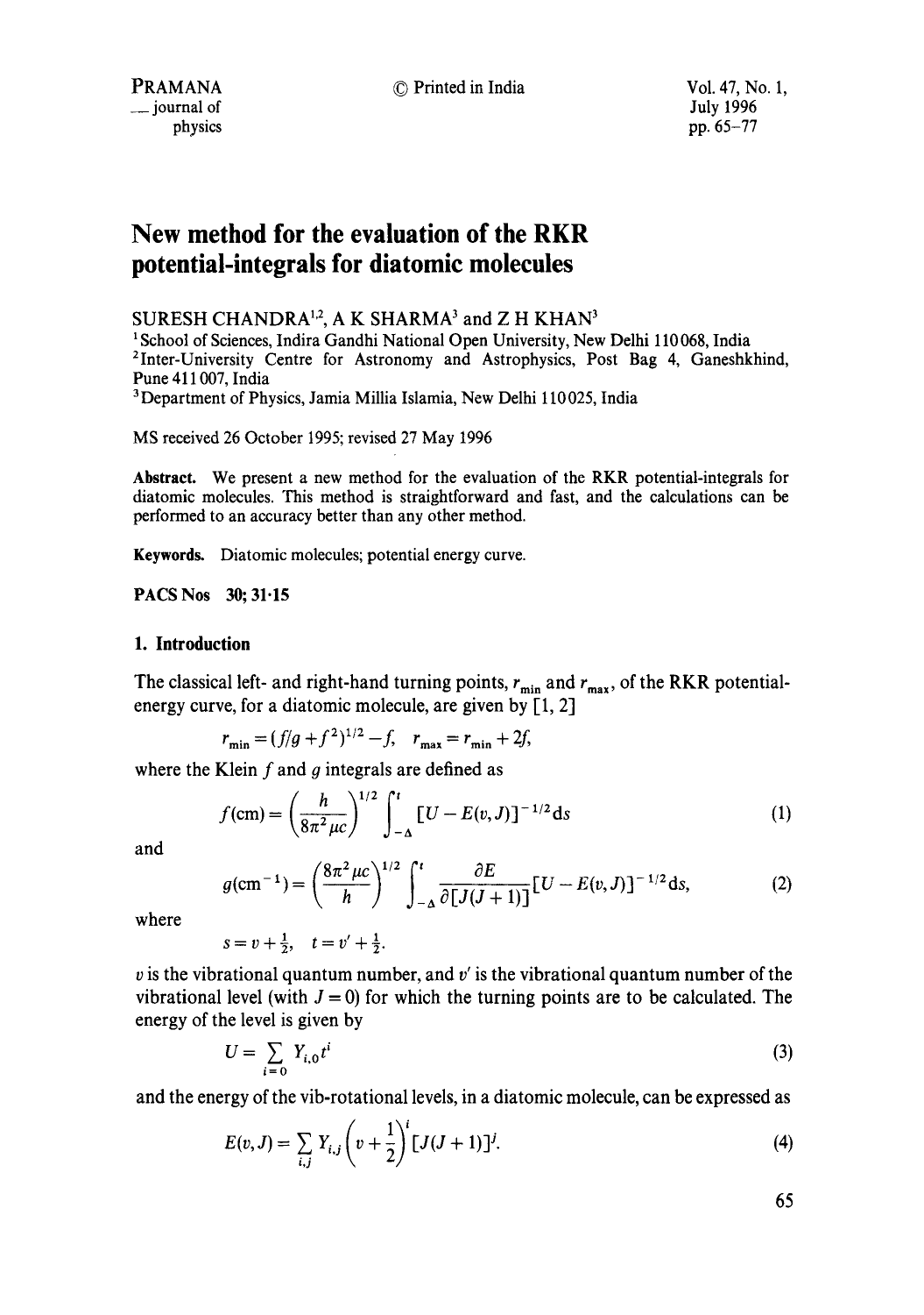# New method for the evaluation of the RKR potential-integrals for diatomic molecules

SURESH CHANDRA[1,2], A K SHARMA[3] and Z H KHAN[3]

[1] School of Sciences, Indira Gandhi National Open University, New Delhi 110068, India
[2] Inter-University Centre for Astronomy and Astrophysics, Post Bag 4, Ganeshkhind, Pune 411007, India
[3] Department of Physics, Jamia Millia Islamia, New Delhi 110025, India

MS received 26 October 1995; revised 27 May 1996

**Abstract.** We present a new method for the evaluation of the RKR potential-integrals for diatomic molecules. This method is straightforward and fast, and the calculations can be performed to an accuracy better than any other method.

**Keywords.** Diatomic molecules; potential energy curve.

**PACS Nos** 30; 31·15

## 1. Introduction

The classical left- and right-hand turning points, $r_{\min}$ and $r_{\max}$, of the RKR potential-energy curve, for a diatomic molecule, are given by [1, 2]

$$r_{\min} = (f/g + f^2)^{1/2} - f, \quad r_{\max} = r_{\min} + 2f,$$

where the Klein $f$ and $g$ integrals are defined as

$$f(\mathrm{cm}) = \left(\frac{h}{8\pi^2 \mu c}\right)^{1/2} \int_{-\Delta}^{t} [U - E(v, J)]^{-1/2} \mathrm{d}s \tag{1}$$

and

$$g(\mathrm{cm}^{-1}) = \left(\frac{8\pi^2 \mu c}{h}\right)^{1/2} \int_{-\Delta}^{t} \frac{\partial E}{\partial [J(J+1)]} [U - E(v, J)]^{-1/2} \mathrm{d}s, \tag{2}$$

where

$$s = v + \tfrac{1}{2}, \quad t = v' + \tfrac{1}{2}.$$

$v$ is the vibrational quantum number, and $v'$ is the vibrational quantum number of the vibrational level (with $J = 0$) for which the turning points are to be calculated. The energy of the level is given by

$$U = \sum_{i=0} Y_{i,0} t^i \tag{3}$$

and the energy of the vib-rotational levels, in a diatomic molecule, can be expressed as

$$E(v, J) = \sum_{i,j} Y_{i,j} \left(v + \frac{1}{2}\right)^i [J(J+1)]^j. \tag{4}$$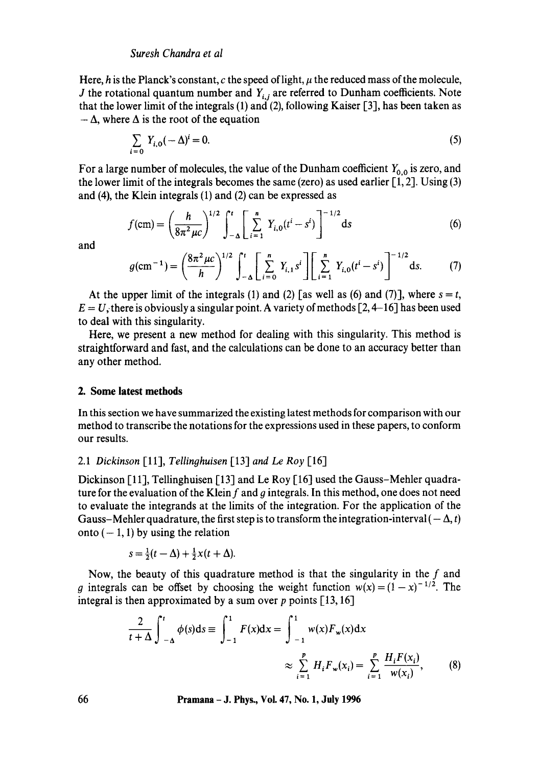Here, $h$ is the Planck's constant, $c$ the speed of light, $\mu$ the reduced mass of the molecule, $J$ the rotational quantum number and $Y_{i,j}$ are referred to Dunham coefficients. Note that the lower limit of the integrals (1) and (2), following Kaiser [3], has been taken as $-\Delta$, where $\Delta$ is the root of the equation

$$\sum_{i=0} Y_{i,0}(-\Delta)^i = 0. \tag{5}$$

For a large number of molecules, the value of the Dunham coefficient $Y_{0,0}$ is zero, and the lower limit of the integrals becomes the same (zero) as used earlier [1, 2]. Using (3) and (4), the Klein integrals (1) and (2) can be expressed as

$$f(\text{cm}) = \left(\frac{h}{8\pi^2 \mu c}\right)^{1/2} \int_{-\Delta}^{t} \left[\sum_{i=1}^{n} Y_{i,0}(t^i - s^i)\right]^{-1/2} \text{d}s \tag{6}$$

and

$$g(\text{cm}^{-1}) = \left(\frac{8\pi^2 \mu c}{h}\right)^{1/2} \int_{-\Delta}^{t} \left[\sum_{i=0}^{n} Y_{i,1} s^i\right]\left[\sum_{i=1}^{n} Y_{i,0}(t^i - s^i)\right]^{-1/2} \text{d}s. \tag{7}$$

At the upper limit of the integrals (1) and (2) [as well as (6) and (7)], where $s = t$, $E = U$, there is obviously a singular point. A variety of methods [2, 4–16] has been used to deal with this singularity.

Here, we present a new method for dealing with this singularity. This method is straightforward and fast, and the calculations can be done to an accuracy better than any other method.

## 2. Some latest methods

In this section we have summarized the existing latest methods for comparison with our method to transcribe the notations for the expressions used in these papers, to conform our results.

### 2.1 *Dickinson* [11], *Tellinghuisen* [13] *and Le Roy* [16]

Dickinson [11], Tellinghuisen [13] and Le Roy [16] used the Gauss–Mehler quadrature for the evaluation of the Klein $f$ and $g$ integrals. In this method, one does not need to evaluate the integrands at the limits of the integration. For the application of the Gauss–Mehler quadrature, the first step is to transform the integration-interval $(-\Delta, t)$ onto $(-1, 1)$ by using the relation

$$s = \tfrac{1}{2}(t - \Delta) + \tfrac{1}{2}x(t + \Delta).$$

Now, the beauty of this quadrature method is that the singularity in the $f$ and $g$ integrals can be offset by choosing the weight function $w(x) = (1 - x)^{-1/2}$. The integral is then approximated by a sum over $p$ points [13, 16]

$$\frac{2}{t+\Delta}\int_{-\Delta}^{t} \phi(s)\text{d}s \equiv \int_{-1}^{1} F(x)\text{d}x = \int_{-1}^{1} w(x)F_w(x)\text{d}x$$
$$\approx \sum_{i=1}^{p} H_i F_w(x_i) = \sum_{i=1}^{p} \frac{H_i F(x_i)}{w(x_i)}, \tag{8}$$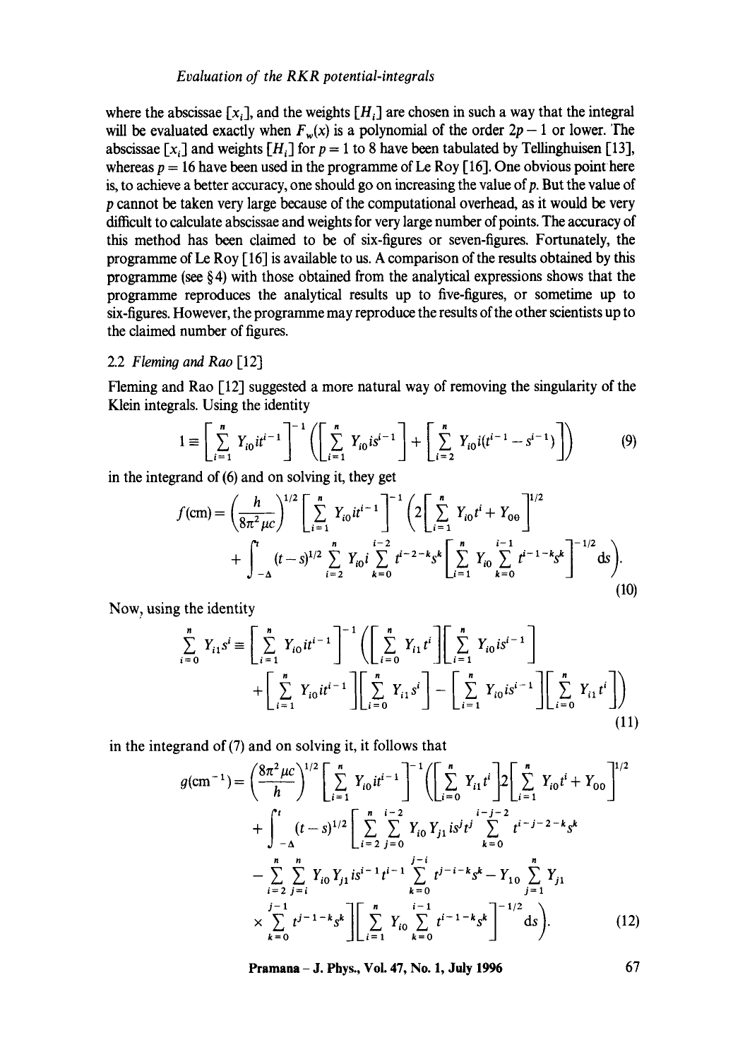where the abscissae $[x_i]$, and the weights $[H_i]$ are chosen in such a way that the integral will be evaluated exactly when $F_w(x)$ is a polynomial of the order $2p-1$ or lower. The abscissae $[x_i]$ and weights $[H_i]$ for $p = 1$ to 8 have been tabulated by Tellinghuisen [13], whereas $p = 16$ have been used in the programme of Le Roy [16]. One obvious point here is, to achieve a better accuracy, one should go on increasing the value of $p$. But the value of $p$ cannot be taken very large because of the computational overhead, as it would be very difficult to calculate abscissae and weights for very large number of points. The accuracy of this method has been claimed to be of six-figures or seven-figures. Fortunately, the programme of Le Roy [16] is available to us. A comparison of the results obtained by this programme (see § 4) with those obtained from the analytical expressions shows that the programme reproduces the analytical results up to five-figures, or sometime up to six-figures. However, the programme may reproduce the results of the other scientists up to the claimed number of figures.

### 2.2 *Fleming and Rao* [12]

Fleming and Rao [12] suggested a more natural way of removing the singularity of the Klein integrals. Using the identity

$$1 \equiv \left[\sum_{i=1}^{n} Y_{i0} i t^{i-1}\right]^{-1} \left(\left[\sum_{i=1}^{n} Y_{i0} i s^{i-1}\right] + \left[\sum_{i=2}^{n} Y_{i0} i (t^{i-1} - s^{i-1})\right]\right) \tag{9}$$

in the integrand of (6) and on solving it, they get

$$f(\mathrm{cm}) = \left(\frac{h}{8\pi^2 \mu c}\right)^{1/2} \left[\sum_{i=1}^{n} Y_{i0} i t^{i-1}\right]^{-1} \left(2\left[\sum_{i=1}^{n} Y_{i0} t^i + Y_{00}\right]^{1/2} + \int_{-\Delta}^{t} (t-s)^{1/2} \sum_{i=2}^{n} Y_{i0} i \sum_{k=0}^{i-2} t^{i-2-k} s^k \left[\sum_{i=1}^{n} Y_{i0} \sum_{k=0}^{i-1} t^{i-1-k} s^k\right]^{-1/2} \mathrm{d}s\right). \tag{10}$$

Now, using the identity

$$\sum_{i=0}^{n} Y_{i1} s^i \equiv \left[\sum_{i=1}^{n} Y_{i0} i t^{i-1}\right]^{-1} \left(\left[\sum_{i=0}^{n} Y_{i1} t^i\right]\left[\sum_{i=1}^{n} Y_{i0} i s^{i-1}\right] + \left[\sum_{i=1}^{n} Y_{i0} i t^{i-1}\right]\left[\sum_{i=0}^{n} Y_{i1} s^i\right] - \left[\sum_{i=1}^{n} Y_{i0} i s^{i-1}\right]\left[\sum_{i=0}^{n} Y_{i1} t^i\right]\right) \tag{11}$$

in the integrand of (7) and on solving it, it follows that

$$g(\mathrm{cm}^{-1}) = \left(\frac{8\pi^2 \mu c}{h}\right)^{1/2} \left[\sum_{i=1}^{n} Y_{i0} i t^{i-1}\right]^{-1} \left(\left[\sum_{i=0}^{n} Y_{i1} t^i\right] 2\left[\sum_{i=1}^{n} Y_{i0} t^i + Y_{00}\right]^{1/2} + \int_{-\Delta}^{t} (t-s)^{1/2} \left[\sum_{i=2}^{n} \sum_{j=0}^{i-2} Y_{i0} Y_{j1} i s^j t^j \sum_{k=0}^{i-j-2} t^{i-j-2-k} s^k - \sum_{i=2}^{n} \sum_{j=i}^{n} Y_{i0} Y_{j1} i s^{i-1} t^{i-1} \sum_{k=0}^{j-i} t^{j-i-k} s^k - Y_{10} \sum_{j=1}^{n} Y_{j1} \times \sum_{k=0}^{j-1} t^{j-1-k} s^k\right] \left[\sum_{i=1}^{n} Y_{i0} \sum_{k=0}^{i-1} t^{i-1-k} s^k\right]^{-1/2} \mathrm{d}s\right). \tag{12}$$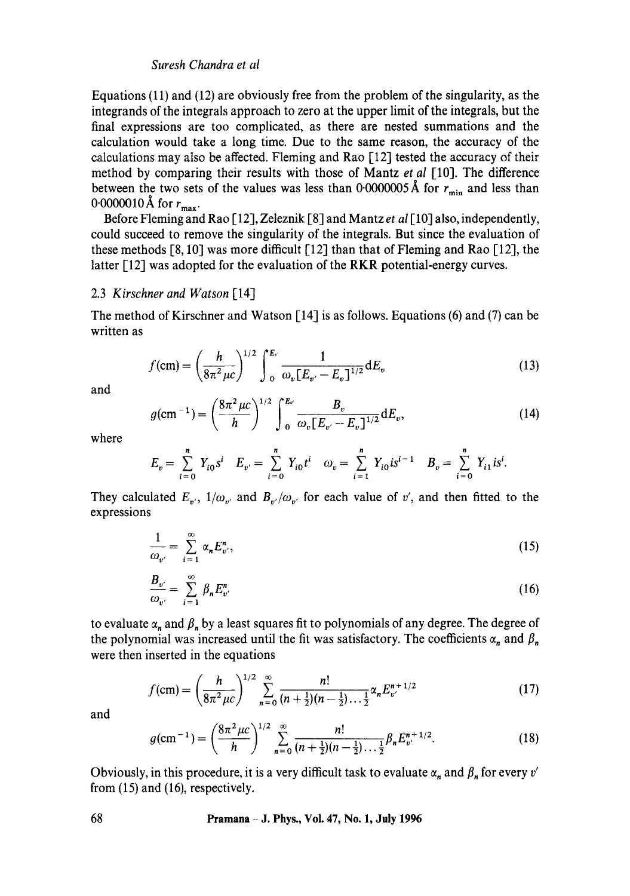Equations (11) and (12) are obviously free from the problem of the singularity, as the integrands of the integrals approach to zero at the upper limit of the integrals, but the final expressions are too complicated, as there are nested summations and the calculation would take a long time. Due to the same reason, the accuracy of the calculations may also be affected. Fleming and Rao [12] tested the accuracy of their method by comparing their results with those of Mantz *et al* [10]. The difference between the two sets of the values was less than 0·0000005 Å for $r_{\min}$ and less than 0·0000010 Å for $r_{\max}$.

Before Fleming and Rao [12], Zeleznik [8] and Mantz *et al* [10] also, independently, could succeed to remove the singularity of the integrals. But since the evaluation of these methods [8, 10] was more difficult [12] than that of Fleming and Rao [12], the latter [12] was adopted for the evaluation of the RKR potential-energy curves.

### 2.3 *Kirschner and Watson* [14]

The method of Kirschner and Watson [14] is as follows. Equations (6) and (7) can be written as

$$f(\mathrm{cm}) = \left(\frac{h}{8\pi^2 \mu c}\right)^{1/2} \int_0^{E_{v'}} \frac{1}{\omega_v [E_{v'} - E_v]^{1/2}} \mathrm{d}E_v \tag{13}$$

and

$$g(\mathrm{cm}^{-1}) = \left(\frac{8\pi^2 \mu c}{h}\right)^{1/2} \int_0^{E_{v'}} \frac{B_v}{\omega_v [E_{v'} - E_v]^{1/2}} \mathrm{d}E_v, \tag{14}$$

where

$$E_v = \sum_{i=0}^{n} Y_{i0} s^i \quad E_{v'} = \sum_{i=0}^{n} Y_{i0} t^i \quad \omega_v = \sum_{i=1}^{n} Y_{i0} i s^{i-1} \quad B_v = \sum_{i=0}^{n} Y_{i1} i s^i.$$

They calculated $E_{v'}$, $1/\omega_{v'}$ and $B_{v'}/\omega_{v'}$ for each value of $v'$, and then fitted to the expressions

$$\frac{1}{\omega_{v'}} = \sum_{i=1}^{\infty} \alpha_n E_{v'}^n, \tag{15}$$

$$\frac{B_{v'}}{\omega_{v'}} = \sum_{i=1}^{\infty} \beta_n E_{v'}^n \tag{16}$$

to evaluate $\alpha_n$ and $\beta_n$ by a least squares fit to polynomials of any degree. The degree of the polynomial was increased until the fit was satisfactory. The coefficients $\alpha_n$ and $\beta_n$ were then inserted in the equations

$$f(\mathrm{cm}) = \left(\frac{h}{8\pi^2 \mu c}\right)^{1/2} \sum_{n=0}^{\infty} \frac{n!}{(n+\frac{1}{2})(n-\frac{1}{2})\ldots\frac{1}{2}} \alpha_n E_{v'}^{n+1/2} \tag{17}$$

and

$$g(\mathrm{cm}^{-1}) = \left(\frac{8\pi^2 \mu c}{h}\right)^{1/2} \sum_{n=0}^{\infty} \frac{n!}{(n+\frac{1}{2})(n-\frac{1}{2})\ldots\frac{1}{2}} \beta_n E_{v'}^{n+1/2}. \tag{18}$$

Obviously, in this procedure, it is a very difficult task to evaluate $\alpha_n$ and $\beta_n$ for every $v'$ from (15) and (16), respectively.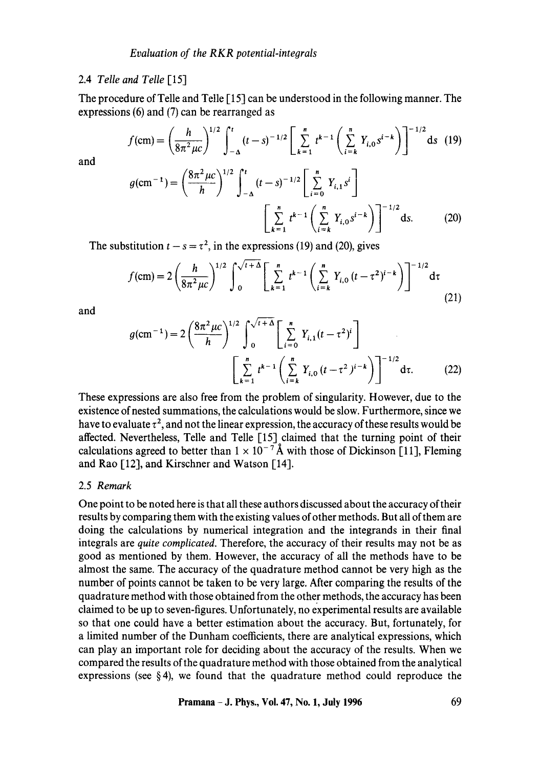### 2.4 *Telle and Telle* [15]

The procedure of Telle and Telle [15] can be understood in the following manner. The expressions (6) and (7) can be rearranged as

$$f(\text{cm}) = \left(\frac{h}{8\pi^2 \mu c}\right)^{1/2} \int_{-\Delta}^{t} (t-s)^{-1/2} \left[\sum_{k=1}^{n} t^{k-1} \left(\sum_{i=k}^{n} Y_{i,0} s^{i-k}\right)\right]^{-1/2} \mathrm{d}s \quad (19)$$

and

$$g(\text{cm}^{-1}) = \left(\frac{8\pi^2 \mu c}{h}\right)^{1/2} \int_{-\Delta}^{t} (t-s)^{-1/2} \left[\sum_{i=0}^{n} Y_{i,1} s^{i}\right] \left[\sum_{k=1}^{n} t^{k-1} \left(\sum_{i=k}^{n} Y_{i,0} s^{i-k}\right)\right]^{-1/2} \mathrm{d}s. \quad (20)$$

The substitution $t - s = \tau^2$, in the expressions (19) and (20), gives

$$f(\text{cm}) = 2\left(\frac{h}{8\pi^2 \mu c}\right)^{1/2} \int_{0}^{\sqrt{t+\Delta}} \left[\sum_{k=1}^{n} t^{k-1} \left(\sum_{i=k}^{n} Y_{i,0} (t-\tau^2)^{i-k}\right)\right]^{-1/2} \mathrm{d}\tau \quad (21)$$

and

$$g(\text{cm}^{-1}) = 2\left(\frac{8\pi^2 \mu c}{h}\right)^{1/2} \int_{0}^{\sqrt{t+\Delta}} \left[\sum_{i=0}^{n} Y_{i,1} (t-\tau^2)^{i}\right] \left[\sum_{k=1}^{n} t^{k-1} \left(\sum_{i=k}^{n} Y_{i,0} (t-\tau^2)^{i-k}\right)\right]^{-1/2} \mathrm{d}\tau. \quad (22)$$

These expressions are also free from the problem of singularity. However, due to the existence of nested summations, the calculations would be slow. Furthermore, since we have to evaluate $\tau^2$, and not the linear expression, the accuracy of these results would be affected. Nevertheless, Telle and Telle [15] claimed that the turning point of their calculations agreed to better than $1 \times 10^{-7}$ Å with those of Dickinson [11], Fleming and Rao [12], and Kirschner and Watson [14].

### 2.5 *Remark*

One point to be noted here is that all these authors discussed about the accuracy of their results by comparing them with the existing values of other methods. But all of them are doing the calculations by numerical integration and the integrands in their final integrals are *quite complicated*. Therefore, the accuracy of their results may not be as good as mentioned by them. However, the accuracy of all the methods have to be almost the same. The accuracy of the quadrature method cannot be very high as the number of points cannot be taken to be very large. After comparing the results of the quadrature method with those obtained from the other methods, the accuracy has been claimed to be up to seven-figures. Unfortunately, no experimental results are available so that one could have a better estimation about the accuracy. But, fortunately, for a limited number of the Dunham coefficients, there are analytical expressions, which can play an important role for deciding about the accuracy of the results. When we compared the results of the quadrature method with those obtained from the analytical expressions (see § 4), we found that the quadrature method could reproduce the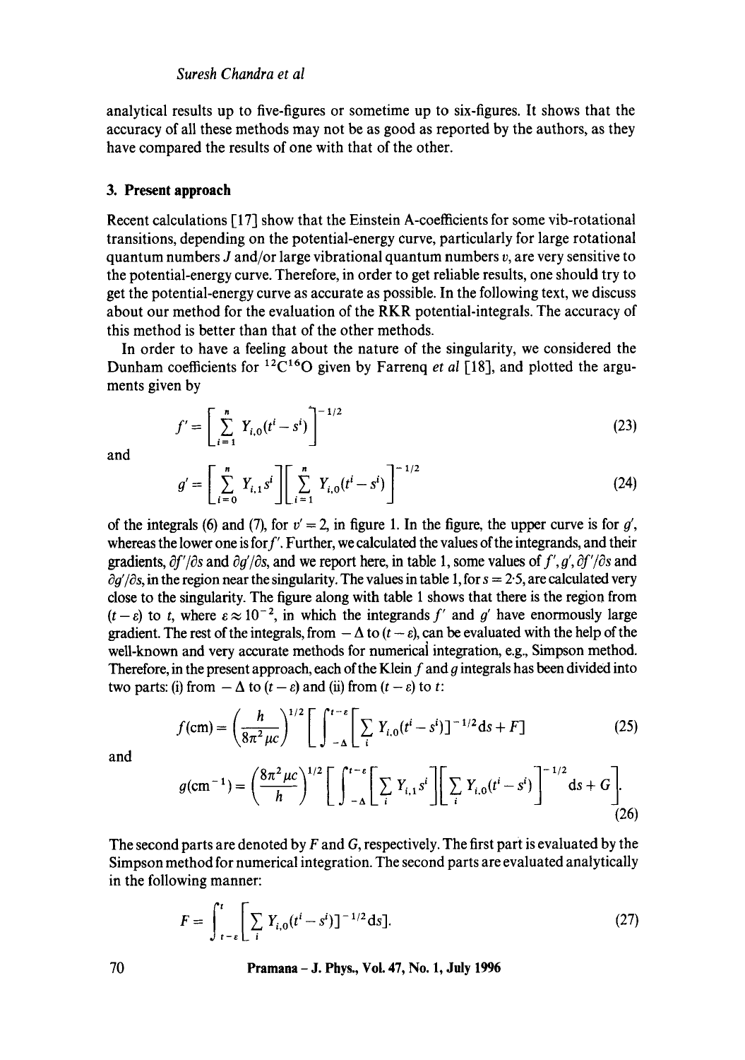analytical results up to five-figures or sometime up to six-figures. It shows that the accuracy of all these methods may not be as good as reported by the authors, as they have compared the results of one with that of the other.

## 3. Present approach

Recent calculations [17] show that the Einstein A-coefficients for some vib-rotational transitions, depending on the potential-energy curve, particularly for large rotational quantum numbers $J$ and/or large vibrational quantum numbers $v$, are very sensitive to the potential-energy curve. Therefore, in order to get reliable results, one should try to get the potential-energy curve as accurate as possible. In the following text, we discuss about our method for the evaluation of the RKR potential-integrals. The accuracy of this method is better than that of the other methods.

In order to have a feeling about the nature of the singularity, we considered the Dunham coefficients for $^{12}C^{16}O$ given by Farrenq *et al* [18], and plotted the arguments given by

$$f' = \left[\sum_{i=1}^{n} Y_{i,0}(t^i - s^i)\right]^{-1/2} \tag{23}$$

and

$$g' = \left[\sum_{i=0}^{n} Y_{i,1} s^i\right]\left[\sum_{i=1}^{n} Y_{i,0}(t^i - s^i)\right]^{-1/2} \tag{24}$$

of the integrals (6) and (7), for $v' = 2$, in figure 1. In the figure, the upper curve is for $g'$, whereas the lower one is for $f'$. Further, we calculated the values of the integrands, and their gradients, $\partial f'/\partial s$ and $\partial g'/\partial s$, and we report here, in table 1, some values of $f', g', \partial f'/\partial s$ and $\partial g'/\partial s$, in the region near the singularity. The values in table 1, for $s = 2{\cdot}5$, are calculated very close to the singularity. The figure along with table 1 shows that there is the region from $(t - \varepsilon)$ to $t$, where $\varepsilon \approx 10^{-2}$, in which the integrands $f'$ and $g'$ have enormously large gradient. The rest of the integrals, from $-\Delta$ to $(t - \varepsilon)$, can be evaluated with the help of the well-known and very accurate methods for numerical integration, e.g., Simpson method. Therefore, in the present approach, each of the Klein $f$ and $g$ integrals has been divided into two parts: (i) from $-\Delta$ to $(t - \varepsilon)$ and (ii) from $(t - \varepsilon)$ to $t$:

$$f(\text{cm}) = \left(\frac{h}{8\pi^2 \mu c}\right)^{1/2} \left[\int_{-\Delta}^{t-\varepsilon} \left[\sum_i Y_{i,0}(t^i - s^i)\right]^{-1/2} \mathrm{d}s + F\right] \tag{25}$$

and

$$g(\text{cm}^{-1}) = \left(\frac{8\pi^2 \mu c}{h}\right)^{1/2} \left[\int_{-\Delta}^{t-\varepsilon} \left[\sum_i Y_{i,1} s^i\right]\left[\sum_i Y_{i,0}(t^i - s^i)\right]^{-1/2} \mathrm{d}s + G\right]. \tag{26}$$

The second parts are denoted by $F$ and $G$, respectively. The first part is evaluated by the Simpson method for numerical integration. The second parts are evaluated analytically in the following manner:

$$F = \int_{t-\varepsilon}^{t} \left[\sum_i Y_{i,0}(t^i - s^i)\right]^{-1/2} \mathrm{d}s]. \tag{27}$$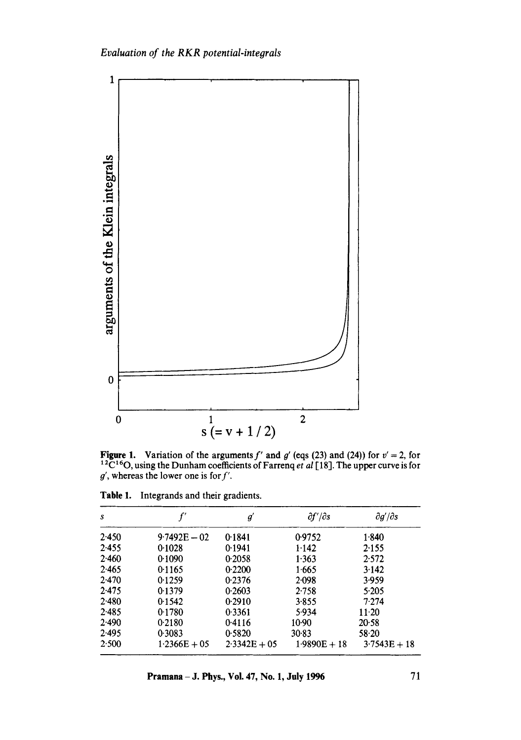Figure 1. Variation of the arguments $f'$ and $g'$ (eqs (23) and (24)) for $v' = 2$, for $^{12}C^{16}O$, using the Dunham coefficients of Farrenq *et al* [18]. The upper curve is for $g'$, whereas the lower one is for $f'$.

**Table 1.** Integrands and their gradients.

| $s$ | $f'$ | $g'$ | $\partial f'/\partial s$ | $\partial g'/\partial s$ |
|---|---|---|---|---|
| 2·450 | 9·7492E − 02 | 0·1841 | 0·9752 | 1·840 |
| 2·455 | 0·1028 | 0·1941 | 1·142 | 2·155 |
| 2·460 | 0·1090 | 0·2058 | 1·363 | 2·572 |
| 2·465 | 0·1165 | 0·2200 | 1·665 | 3·142 |
| 2·470 | 0·1259 | 0·2376 | 2·098 | 3·959 |
| 2·475 | 0·1379 | 0·2603 | 2·758 | 5·205 |
| 2·480 | 0·1542 | 0·2910 | 3·855 | 7·274 |
| 2·485 | 0·1780 | 0·3361 | 5·934 | 11·20 |
| 2·490 | 0·2180 | 0·4116 | 10·90 | 20·58 |
| 2·495 | 0·3083 | 0·5820 | 30·83 | 58·20 |
| 2·500 | 1·2366E + 05 | 2·3342E + 05 | 1·9890E + 18 | 3·7543E + 18 |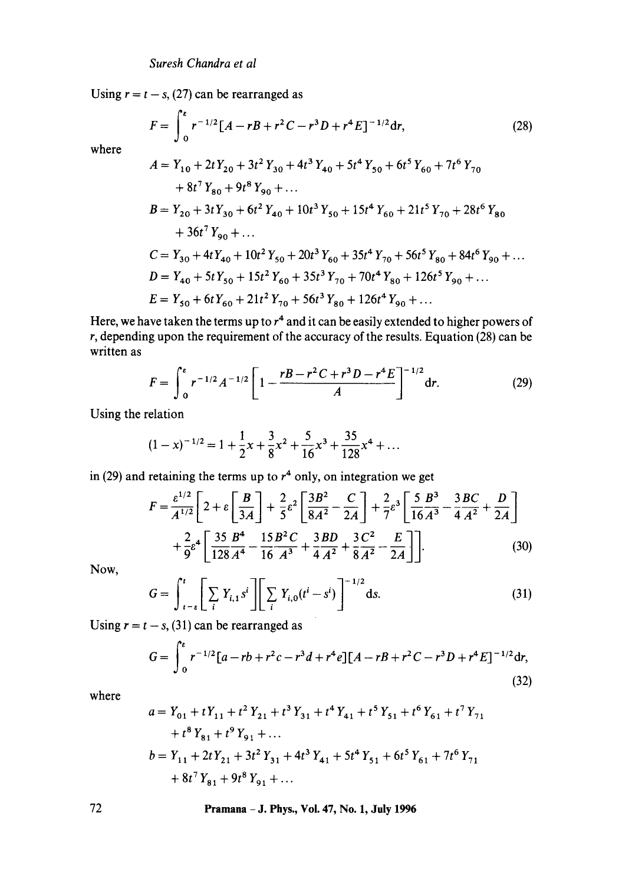Using $r = t - s$, (27) can be rearranged as

$$F = \int_0^{\varepsilon} r^{-1/2}[A - rB + r^2 C - r^3 D + r^4 E]^{-1/2} \mathrm{d}r, \tag{28}$$

where

$$A = Y_{10} + 2tY_{20} + 3t^2 Y_{30} + 4t^3 Y_{40} + 5t^4 Y_{50} + 6t^5 Y_{60} + 7t^6 Y_{70} + 8t^7 Y_{80} + 9t^8 Y_{90} + \ldots$$

$$B = Y_{20} + 3tY_{30} + 6t^2 Y_{40} + 10t^3 Y_{50} + 15t^4 Y_{60} + 21t^5 Y_{70} + 28t^6 Y_{80} + 36t^7 Y_{90} + \ldots$$

$$C = Y_{30} + 4tY_{40} + 10t^2 Y_{50} + 20t^3 Y_{60} + 35t^4 Y_{70} + 56t^5 Y_{80} + 84t^6 Y_{90} + \ldots$$

$$D = Y_{40} + 5tY_{50} + 15t^2 Y_{60} + 35t^3 Y_{70} + 70t^4 Y_{80} + 126t^5 Y_{90} + \ldots$$

$$E = Y_{50} + 6tY_{60} + 21t^2 Y_{70} + 56t^3 Y_{80} + 126t^4 Y_{90} + \ldots$$

Here, we have taken the terms up to $r^4$ and it can be easily extended to higher powers of $r$, depending upon the requirement of the accuracy of the results. Equation (28) can be written as

$$F = \int_0^{\varepsilon} r^{-1/2} A^{-1/2} \left[1 - \frac{rB - r^2 C + r^3 D - r^4 E}{A}\right]^{-1/2} \mathrm{d}r. \tag{29}$$

Using the relation

$$(1 - x)^{-1/2} = 1 + \frac{1}{2}x + \frac{3}{8}x^2 + \frac{5}{16}x^3 + \frac{35}{128}x^4 + \ldots$$

in (29) and retaining the terms up to $r^4$ only, on integration we get

$$F = \frac{\varepsilon^{1/2}}{A^{1/2}}\left[2 + \varepsilon\left[\frac{B}{3A}\right] + \frac{2}{5}\varepsilon^2\left[\frac{3B^2}{8A^2} - \frac{C}{2A}\right] + \frac{2}{7}\varepsilon^3\left[\frac{5}{16}\frac{B^3}{A^3} - \frac{3BC}{4A^2} + \frac{D}{2A}\right] + \frac{2}{9}\varepsilon^4\left[\frac{35}{128}\frac{B^4}{A^4} - \frac{15}{16}\frac{B^2 C}{A^3} + \frac{3}{4}\frac{BD}{A^2} + \frac{3}{8}\frac{C^2}{A^2} - \frac{E}{2A}\right]\right]. \tag{30}$$

Now,

$$G = \int_{t-\varepsilon}^{t} \left[\sum_i Y_{i,1} s^i\right]\left[\sum_i Y_{i,0}(t^i - s^i)\right]^{-1/2} \mathrm{d}s. \tag{31}$$

Using $r = t - s$, (31) can be rearranged as

$$G = \int_0^{\varepsilon} r^{-1/2}[a - rb + r^2 c - r^3 d + r^4 e][A - rB + r^2 C - r^3 D + r^4 E]^{-1/2} \mathrm{d}r, \tag{32}$$

where

$$a = Y_{01} + tY_{11} + t^2 Y_{21} + t^3 Y_{31} + t^4 Y_{41} + t^5 Y_{51} + t^6 Y_{61} + t^7 Y_{71} + t^8 Y_{81} + t^9 Y_{91} + \ldots$$

$$b = Y_{11} + 2tY_{21} + 3t^2 Y_{31} + 4t^3 Y_{41} + 5t^4 Y_{51} + 6t^5 Y_{61} + 7t^6 Y_{71} + 8t^7 Y_{81} + 9t^8 Y_{91} + \ldots$$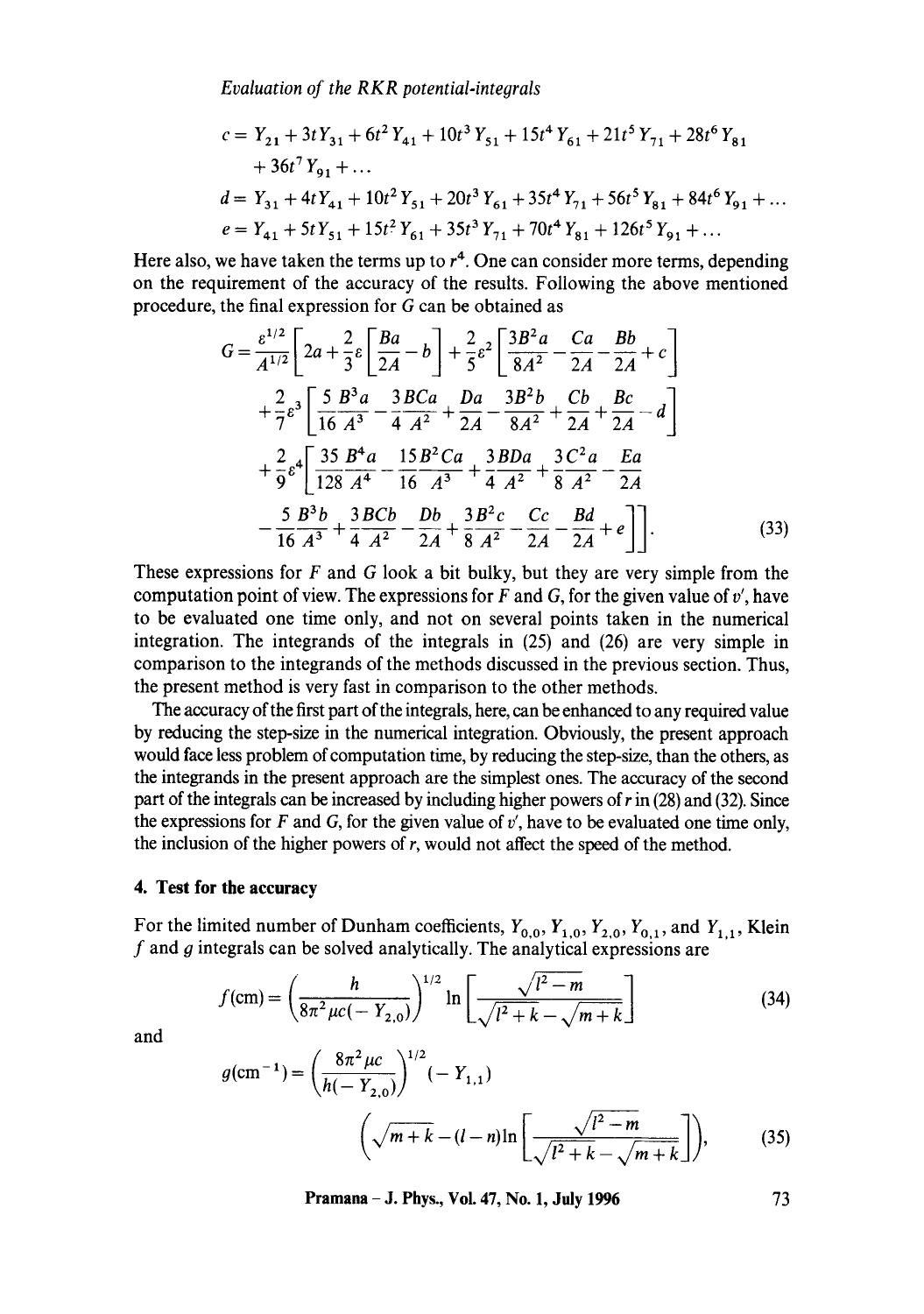$$c = Y_{21} + 3tY_{31} + 6t^2 Y_{41} + 10t^3 Y_{51} + 15t^4 Y_{61} + 21t^5 Y_{71} + 28t^6 Y_{81} + 36t^7 Y_{91} + \ldots$$

$$d = Y_{31} + 4tY_{41} + 10t^2 Y_{51} + 20t^3 Y_{61} + 35t^4 Y_{71} + 56t^5 Y_{81} + 84t^6 Y_{91} + \ldots$$

$$e = Y_{41} + 5tY_{51} + 15t^2 Y_{61} + 35t^3 Y_{71} + 70t^4 Y_{81} + 126t^5 Y_{91} + \ldots$$

Here also, we have taken the terms up to $r^4$. One can consider more terms, depending on the requirement of the accuracy of the results. Following the above mentioned procedure, the final expression for $G$ can be obtained as

$$G = \frac{\varepsilon^{1/2}}{A^{1/2}}\left[2a + \frac{2}{3}\varepsilon\left[\frac{Ba}{2A} - b\right] + \frac{2}{5}\varepsilon^2\left[\frac{3B^2 a}{8A^2} - \frac{Ca}{2A} - \frac{Bb}{2A} + c\right] + \frac{2}{7}\varepsilon^3\left[\frac{5}{16}\frac{B^3 a}{A^3} - \frac{3}{4}\frac{BCa}{A^2} + \frac{Da}{2A} - \frac{3B^2 b}{8A^2} + \frac{Cb}{2A} + \frac{Bc}{2A} - d\right] + \frac{2}{9}\varepsilon^4\left[\frac{35}{128}\frac{B^4 a}{A^4} - \frac{15}{16}\frac{B^2 Ca}{A^3} + \frac{3}{4}\frac{BDa}{A^2} + \frac{3}{8}\frac{C^2 a}{A^2} - \frac{Ea}{2A} - \frac{5}{16}\frac{B^3 b}{A^3} + \frac{3}{4}\frac{BCb}{A^2} - \frac{Db}{2A} + \frac{3}{8}\frac{B^2 c}{A^2} - \frac{Cc}{2A} - \frac{Bd}{2A} + e\right]\right]. \tag{33}$$

These expressions for $F$ and $G$ look a bit bulky, but they are very simple from the computation point of view. The expressions for $F$ and $G$, for the given value of $v'$, have to be evaluated one time only, and not on several points taken in the numerical integration. The integrands of the integrals in (25) and (26) are very simple in comparison to the integrands of the methods discussed in the previous section. Thus, the present method is very fast in comparison to the other methods.

The accuracy of the first part of the integrals, here, can be enhanced to any required value by reducing the step-size in the numerical integration. Obviously, the present approach would face less problem of computation time, by reducing the step-size, than the others, as the integrands in the present approach are the simplest ones. The accuracy of the second part of the integrals can be increased by including higher powers of $r$ in (28) and (32). Since the expressions for $F$ and $G$, for the given value of $v'$, have to be evaluated one time only, the inclusion of the higher powers of $r$, would not affect the speed of the method.

## 4. Test for the accuracy

For the limited number of Dunham coefficients, $Y_{0,0}$, $Y_{1,0}$, $Y_{2,0}$, $Y_{0,1}$, and $Y_{1,1}$, Klein $f$ and $g$ integrals can be solved analytically. The analytical expressions are

$$f(\text{cm}) = \left(\frac{h}{8\pi^2 \mu c(-Y_{2,0})}\right)^{1/2} \ln\left[\frac{\sqrt{l^2 - m}}{\sqrt{l^2 + k} - \sqrt{m + k}}\right] \tag{34}$$

and

$$g(\text{cm}^{-1}) = \left(\frac{8\pi^2 \mu c}{h(-Y_{2,0})}\right)^{1/2} (-Y_{1,1}) \left(\sqrt{m+k} - (l-n)\ln\left[\frac{\sqrt{l^2 - m}}{\sqrt{l^2 + k} - \sqrt{m + k}}\right]\right), \tag{35}$$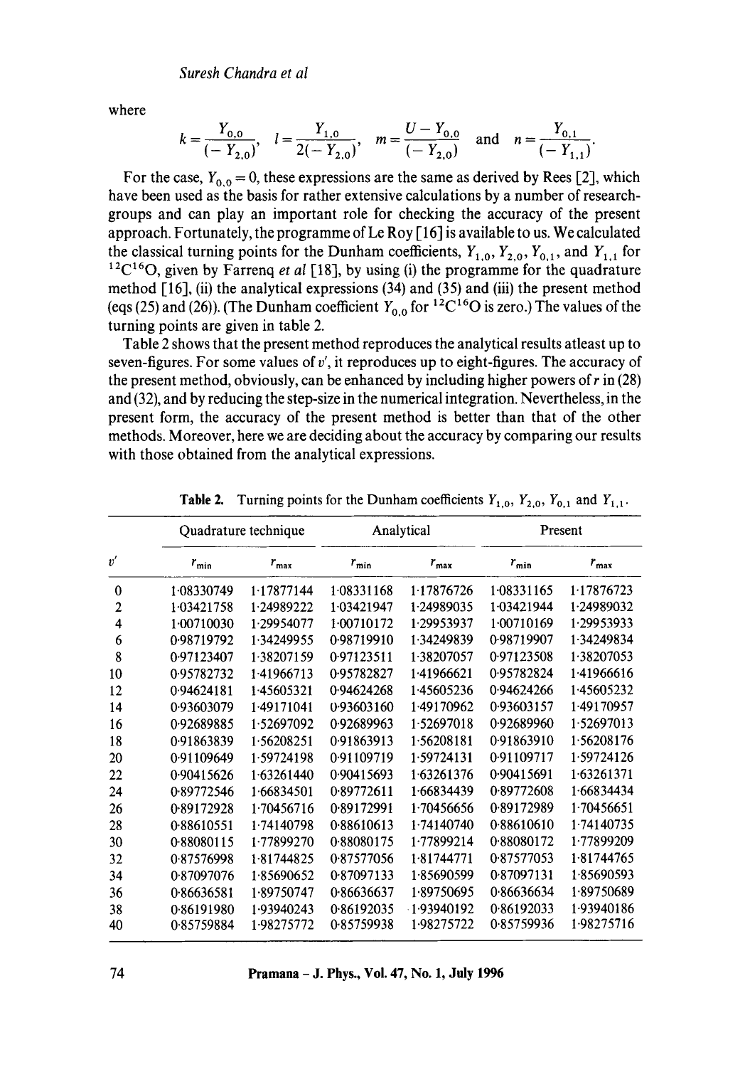where

$$k = \frac{Y_{0,0}}{(-Y_{2,0})}, \quad l = \frac{Y_{1,0}}{2(-Y_{2,0})}, \quad m = \frac{U - Y_{0,0}}{(-Y_{2,0})} \quad \text{and} \quad n = \frac{Y_{0,1}}{(-Y_{1,1})}.$$

For the case, $Y_{0,0} = 0$, these expressions are the same as derived by Rees [2], which have been used as the basis for rather extensive calculations by a number of research-groups and can play an important role for checking the accuracy of the present approach. Fortunately, the programme of Le Roy [16] is available to us. We calculated the classical turning points for the Dunham coefficients, $Y_{1,0}$, $Y_{2,0}$, $Y_{0,1}$, and $Y_{1,1}$ for $^{12}C^{16}O$, given by Farrenq *et al* [18], by using (i) the programme for the quadrature method [16], (ii) the analytical expressions (34) and (35) and (iii) the present method (eqs (25) and (26)). (The Dunham coefficient $Y_{0,0}$ for $^{12}C^{16}O$ is zero.) The values of the turning points are given in table 2.

Table 2 shows that the present method reproduces the analytical results atleast up to seven-figures. For some values of $v'$, it reproduces up to eight-figures. The accuracy of the present method, obviously, can be enhanced by including higher powers of $r$ in (28) and (32), and by reducing the step-size in the numerical integration. Nevertheless, in the present form, the accuracy of the present method is better than that of the other methods. Moreover, here we are deciding about the accuracy by comparing our results with those obtained from the analytical expressions.

**Table 2.** Turning points for the Dunham coefficients $Y_{1,0}$, $Y_{2,0}$, $Y_{0,1}$ and $Y_{1,1}$.

| | Quadrature technique | | Analytical | | Present | |
|---|---|---|---|---|---|---|
| $v'$ | $r_{min}$ | $r_{max}$ | $r_{min}$ | $r_{max}$ | $r_{min}$ | $r_{max}$ |
| 0 | 1·08330749 | 1·17877144 | 1·08331168 | 1·17876726 | 1·08331165 | 1·17876723 |
| 2 | 1·03421758 | 1·24989222 | 1·03421947 | 1·24989035 | 1·03421944 | 1·24989032 |
| 4 | 1·00710030 | 1·29954077 | 1·00710172 | 1·29953937 | 1·00710169 | 1·29953933 |
| 6 | 0·98719792 | 1·34249955 | 0·98719910 | 1·34249839 | 0·98719907 | 1·34249834 |
| 8 | 0·97123407 | 1·38207159 | 0·97123511 | 1·38207057 | 0·97123508 | 1·38207053 |
| 10 | 0·95782732 | 1·41966713 | 0·95782827 | 1·41966621 | 0·95782824 | 1·41966616 |
| 12 | 0·94624181 | 1·45605321 | 0·94624268 | 1·45605236 | 0·94624266 | 1·45605232 |
| 14 | 0·93603079 | 1·49171041 | 0·93603160 | 1·49170962 | 0·93603157 | 1·49170957 |
| 16 | 0·92689885 | 1·52697092 | 0·92689963 | 1·52697018 | 0·92689960 | 1·52697013 |
| 18 | 0·91863839 | 1·56208251 | 0·91863913 | 1·56208181 | 0·91863910 | 1·56208176 |
| 20 | 0·91109649 | 1·59724198 | 0·91109719 | 1·59724131 | 0·91109717 | 1·59724126 |
| 22 | 0·90415626 | 1·63261440 | 0·90415693 | 1·63261376 | 0·90415691 | 1·63261371 |
| 24 | 0·89772546 | 1·66834501 | 0·89772611 | 1·66834439 | 0·89772608 | 1·66834434 |
| 26 | 0·89172928 | 1·70456716 | 0·89172991 | 1·70456656 | 0·89172989 | 1·70456651 |
| 28 | 0·88610551 | 1·74140798 | 0·88610613 | 1·74140740 | 0·88610610 | 1·74140735 |
| 30 | 0·88080115 | 1·77899270 | 0·88080175 | 1·77899214 | 0·88080172 | 1·77899209 |
| 32 | 0·87576998 | 1·81744825 | 0·87577056 | 1·81744771 | 0·87577053 | 1·81744765 |
| 34 | 0·87097076 | 1·85690652 | 0·87097133 | 1·85690599 | 0·87097131 | 1·85690593 |
| 36 | 0·86636581 | 1·89750747 | 0·86636637 | 1·89750695 | 0·86636634 | 1·89750689 |
| 38 | 0·86191980 | 1·93940243 | 0·86192035 | 1·93940192 | 0·86192033 | 1·93940186 |
| 40 | 0·85759884 | 1·98275772 | 0·85759938 | 1·98275722 | 0·85759936 | 1·98275716 |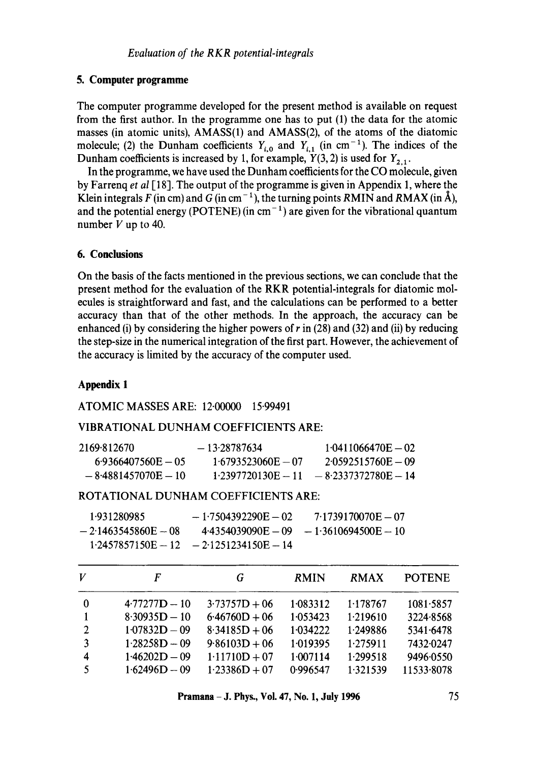## 5. Computer programme

The computer programme developed for the present method is available on request from the first author. In the programme one has to put (1) the data for the atomic masses (in atomic units), AMASS(1) and AMASS(2), of the atoms of the diatomic molecule; (2) the Dunham coefficients $Y_{i,0}$ and $Y_{i,1}$ (in $cm^{-1}$). The indices of the Dunham coefficients is increased by 1, for example, $Y(3,2)$ is used for $Y_{2,1}$.

In the programme, we have used the Dunham coefficients for the CO molecule, given by Farrenq *et al* [18]. The output of the programme is given in Appendix 1, where the Klein integrals $F$ (in cm) and $G$ (in $cm^{-1}$), the turning points $RMIN$ and $RMAX$ (in Å), and the potential energy (POTENE) (in $cm^{-1}$) are given for the vibrational quantum number $V$ up to 40.

## 6. Conclusions

On the basis of the facts mentioned in the previous sections, we can conclude that the present method for the evaluation of the RKR potential-integrals for diatomic molecules is straightforward and fast, and the calculations can be performed to a better accuracy than that of the other methods. In the approach, the accuracy can be enhanced (i) by considering the higher powers of $r$ in (28) and (32) and (ii) by reducing the step-size in the numerical integration of the first part. However, the achievement of the accuracy is limited by the accuracy of the computer used.

## Appendix 1

ATOMIC MASSES ARE: 12·00000 15·99491

VIBRATIONAL DUNHAM COEFFICIENTS ARE:

| | | |
|---|---|---|
| 2169·812670 | − 13·28787634 | 1·0411066470E − 02 |
| 6·9366407560E − 05 | 1·6793523060E − 07 | 2·0592515760E − 09 |
| − 8·4881457070E − 10 | 1·2397720130E − 11 | − 8·2337372780E − 14 |

ROTATIONAL DUNHAM COEFFICIENTS ARE:

| | | |
|---|---|---|
| 1·931280985 | − 1·7504392290E − 02 | 7·1739170070E − 07 |
| − 2·1463545860E − 08 | 4·4354039090E − 09 | − 1·3610694500E − 10 |
| 1·2457857150E − 12 | − 2·1251234150E − 14 | |

| $V$ | $F$ | $G$ | $RMIN$ | $RMAX$ | POTENE |
|---|---|---|---|---|---|
| 0 | 4·77277D − 10 | 3·73757D + 06 | 1·083312 | 1·178767 | 1081·5857 |
| 1 | 8·30935D − 10 | 6·46760D + 06 | 1·053423 | 1·219610 | 3224·8568 |
| 2 | 1·07832D − 09 | 8·34185D + 06 | 1·034222 | 1·249886 | 5341·6478 |
| 3 | 1·28258D − 09 | 9·86103D + 06 | 1·019395 | 1·275911 | 7432·0247 |
| 4 | 1·46202D − 09 | 1·11710D + 07 | 1·007114 | 1·299518 | 9496·0550 |
| 5 | 1·62496D − 09 | 1·23386D + 07 | 0·996547 | 1·321539 | 11533·8078 |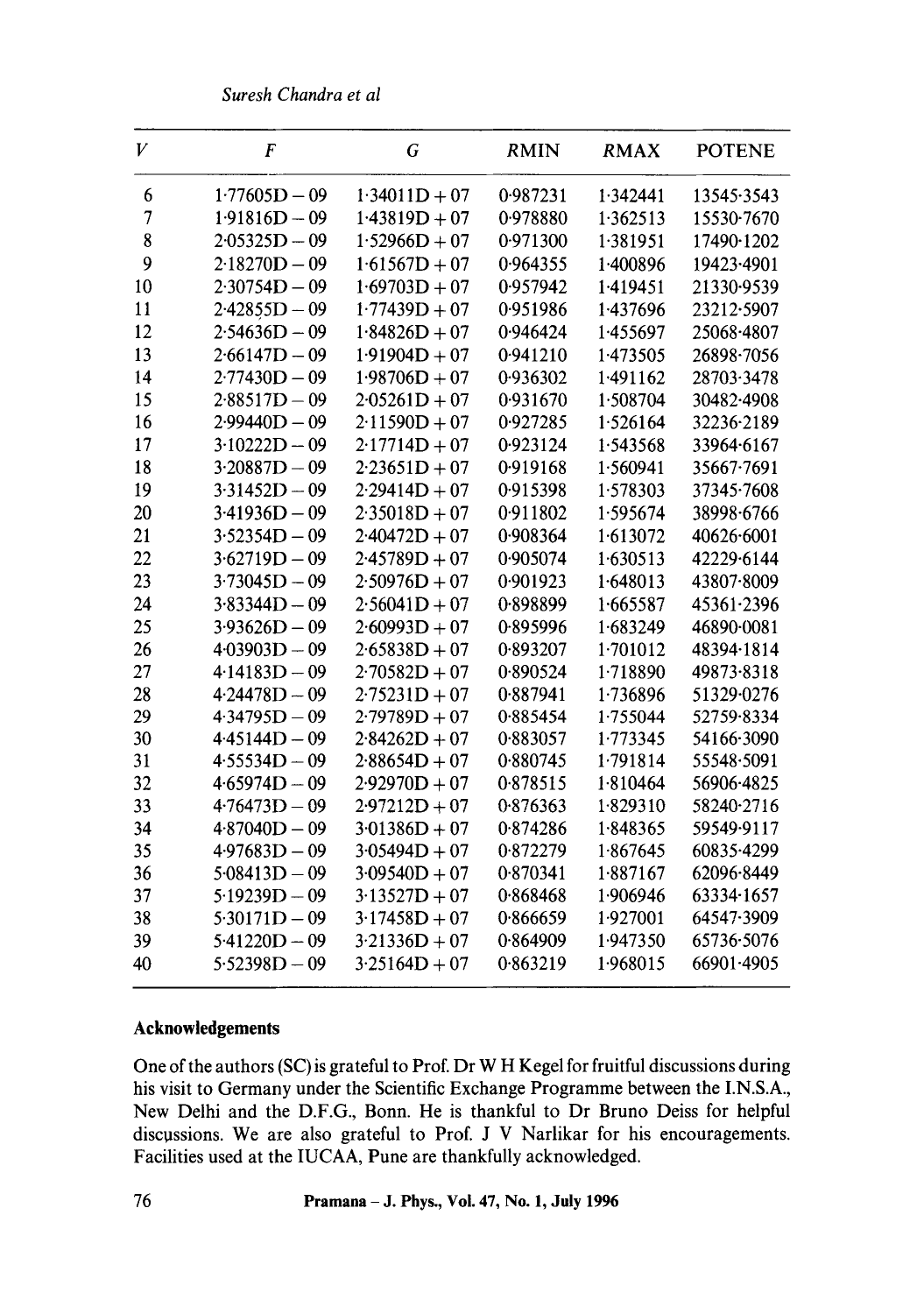| $V$ | $F$ | $G$ | $RMIN$ | $RMAX$ | POTENE |
|---|---|---|---|---|---|
| 6 | 1·77605D − 09 | 1·34011D + 07 | 0·987231 | 1·342441 | 13545·3543 |
| 7 | 1·91816D − 09 | 1·43819D + 07 | 0·978880 | 1·362513 | 15530·7670 |
| 8 | 2·05325D − 09 | 1·52966D + 07 | 0·971300 | 1·381951 | 17490·1202 |
| 9 | 2·18270D − 09 | 1·61567D + 07 | 0·964355 | 1·400896 | 19423·4901 |
| 10 | 2·30754D − 09 | 1·69703D + 07 | 0·957942 | 1·419451 | 21330·9539 |
| 11 | 2·42855D − 09 | 1·77439D + 07 | 0·951986 | 1·437696 | 23212·5907 |
| 12 | 2·54636D − 09 | 1·84826D + 07 | 0·946424 | 1·455697 | 25068·4807 |
| 13 | 2·66147D − 09 | 1·91904D + 07 | 0·941210 | 1·473505 | 26898·7056 |
| 14 | 2·77430D − 09 | 1·98706D + 07 | 0·936302 | 1·491162 | 28703·3478 |
| 15 | 2·88517D − 09 | 2·05261D + 07 | 0·931670 | 1·508704 | 30482·4908 |
| 16 | 2·99440D − 09 | 2·11590D + 07 | 0·927285 | 1·526164 | 32236·2189 |
| 17 | 3·10222D − 09 | 2·17714D + 07 | 0·923124 | 1·543568 | 33964·6167 |
| 18 | 3·20887D − 09 | 2·23651D + 07 | 0·919168 | 1·560941 | 35667·7691 |
| 19 | 3·31452D − 09 | 2·29414D + 07 | 0·915398 | 1·578303 | 37345·7608 |
| 20 | 3·41936D − 09 | 2·35018D + 07 | 0·911802 | 1·595674 | 38998·6766 |
| 21 | 3·52354D − 09 | 2·40472D + 07 | 0·908364 | 1·613072 | 40626·6001 |
| 22 | 3·62719D − 09 | 2·45789D + 07 | 0·905074 | 1·630513 | 42229·6144 |
| 23 | 3·73045D − 09 | 2·50976D + 07 | 0·901923 | 1·648013 | 43807·8009 |
| 24 | 3·83344D − 09 | 2·56041D + 07 | 0·898899 | 1·665587 | 45361·2396 |
| 25 | 3·93626D − 09 | 2·60993D + 07 | 0·895996 | 1·683249 | 46890·0081 |
| 26 | 4·03903D − 09 | 2·65838D + 07 | 0·893207 | 1·701012 | 48394·1814 |
| 27 | 4·14183D − 09 | 2·70582D + 07 | 0·890524 | 1·718890 | 49873·8318 |
| 28 | 4·24478D − 09 | 2·75231D + 07 | 0·887941 | 1·736896 | 51329·0276 |
| 29 | 4·34795D − 09 | 2·79789D + 07 | 0·885454 | 1·755044 | 52759·8334 |
| 30 | 4·45144D − 09 | 2·84262D + 07 | 0·883057 | 1·773345 | 54166·3090 |
| 31 | 4·55534D − 09 | 2·88654D + 07 | 0·880745 | 1·791814 | 55548·5091 |
| 32 | 4·65974D − 09 | 2·92970D + 07 | 0·878515 | 1·810464 | 56906·4825 |
| 33 | 4·76473D − 09 | 2·97212D + 07 | 0·876363 | 1·829310 | 58240·2716 |
| 34 | 4·87040D − 09 | 3·01386D + 07 | 0·874286 | 1·848365 | 59549·9117 |
| 35 | 4·97683D − 09 | 3·05494D + 07 | 0·872279 | 1·867645 | 60835·4299 |
| 36 | 5·08413D − 09 | 3·09540D + 07 | 0·870341 | 1·887167 | 62096·8449 |
| 37 | 5·19239D − 09 | 3·13527D + 07 | 0·868468 | 1·906946 | 63334·1657 |
| 38 | 5·30171D − 09 | 3·17458D + 07 | 0·866659 | 1·927001 | 64547·3909 |
| 39 | 5·41220D − 09 | 3·21336D + 07 | 0·864909 | 1·947350 | 65736·5076 |
| 40 | 5·52398D − 09 | 3·25164D + 07 | 0·863219 | 1·968015 | 66901·4905 |

## Acknowledgements

One of the authors (SC) is grateful to Prof. Dr W H Kegel for fruitful discussions during his visit to Germany under the Scientific Exchange Programme between the I.N.S.A., New Delhi and the D.F.G., Bonn. He is thankful to Dr Bruno Deiss for helpful discussions. We are also grateful to Prof. J V Narlikar for his encouragements. Facilities used at the IUCAA, Pune are thankfully acknowledged.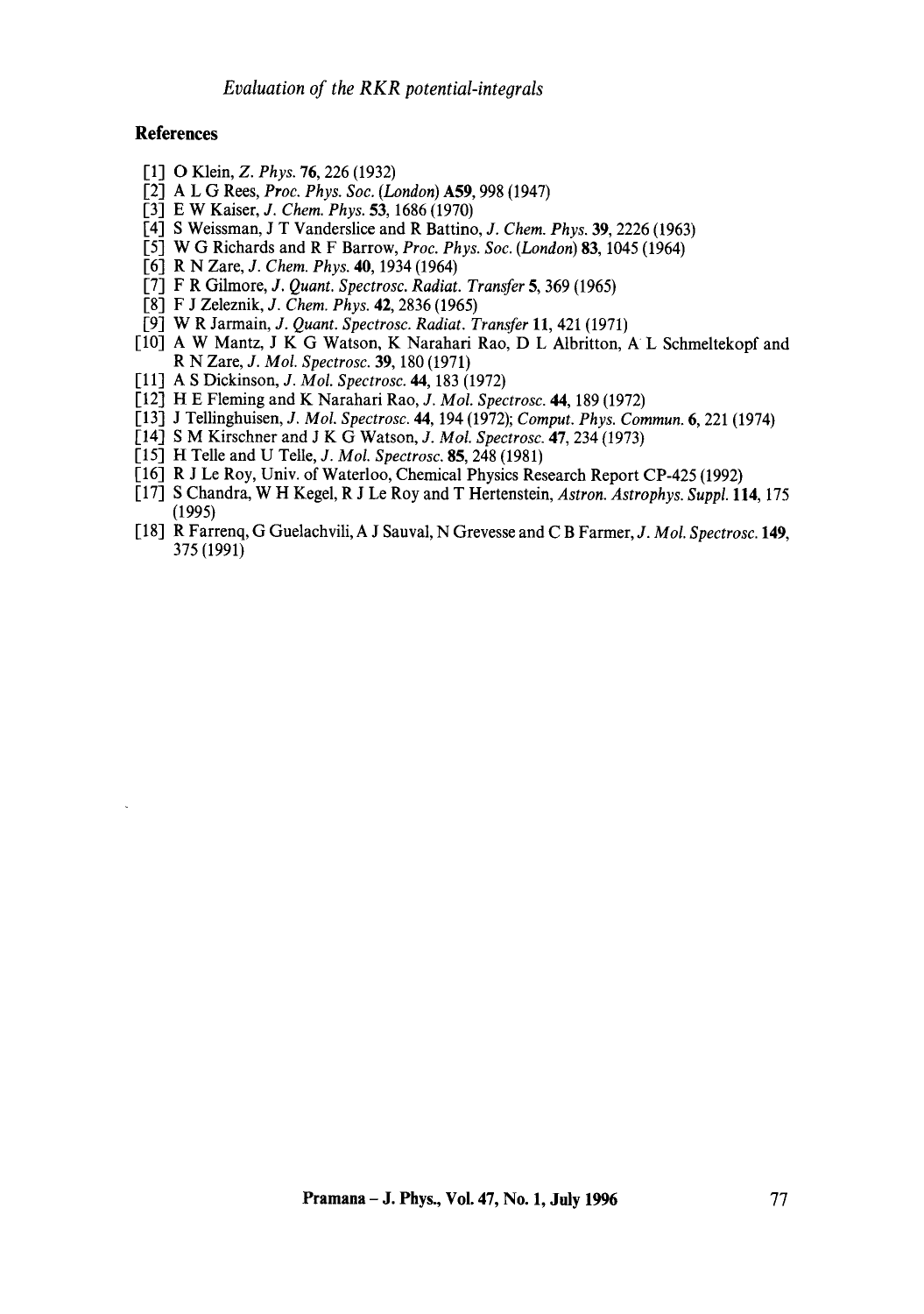## References

[1] O Klein, *Z. Phys.* **76**, 226 (1932)

[2] A L G Rees, *Proc. Phys. Soc. (London)* **A59**, 998 (1947)

[3] E W Kaiser, *J. Chem. Phys.* **53**, 1686 (1970)

[4] S Weissman, J T Vanderslice and R Battino, *J. Chem. Phys.* **39**, 2226 (1963)

[5] W G Richards and R F Barrow, *Proc. Phys. Soc. (London)* **83**, 1045 (1964)

[6] R N Zare, *J. Chem. Phys.* **40**, 1934 (1964)

[7] F R Gilmore, *J. Quant. Spectrosc. Radiat. Transfer* **5**, 369 (1965)

[8] F J Zeleznik, *J. Chem. Phys.* **42**, 2836 (1965)

[9] W R Jarmain, *J. Quant. Spectrosc. Radiat. Transfer* **11**, 421 (1971)

[10] A W Mantz, J K G Watson, K Narahari Rao, D L Albritton, A L Schmeltekopf and R N Zare, *J. Mol. Spectrosc.* **39**, 180 (1971)

[11] A S Dickinson, *J. Mol. Spectrosc.* **44**, 183 (1972)

[12] H E Fleming and K Narahari Rao, *J. Mol. Spectrosc.* **44**, 189 (1972)

[13] J Tellinghuisen, *J. Mol. Spectrosc.* **44**, 194 (1972); *Comput. Phys. Commun.* **6**, 221 (1974)

[14] S M Kirschner and J K G Watson, *J. Mol. Spectrosc.* **47**, 234 (1973)

[15] H Telle and U Telle, *J. Mol. Spectrosc.* **85**, 248 (1981)

[16] R J Le Roy, Univ. of Waterloo, Chemical Physics Research Report CP-425 (1992)

[17] S Chandra, W H Kegel, R J Le Roy and T Hertenstein, *Astron. Astrophys. Suppl.* **114**, 175 (1995)

[18] R Farrenq, G Guelachvili, A J Sauval, N Grevesse and C B Farmer, *J. Mol. Spectrosc.* **149**, 375 (1991)